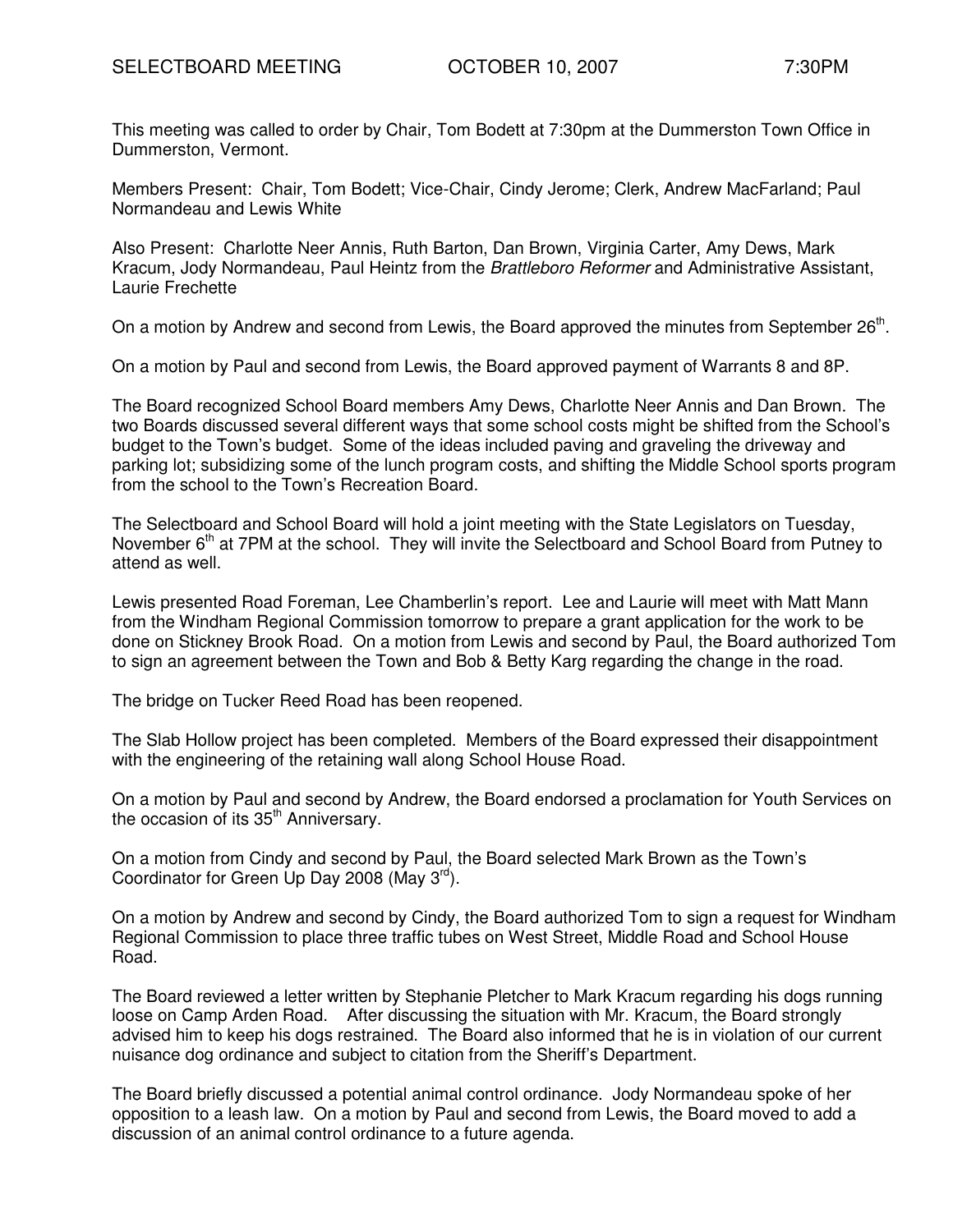SELECTBOARD MEETING OCTOBER 10, 2007 7:30PM

This meeting was called to order by Chair, Tom Bodett at 7:30pm at the Dummerston Town Office in Dummerston, Vermont.

Members Present: Chair, Tom Bodett; Vice-Chair, Cindy Jerome; Clerk, Andrew MacFarland; Paul Normandeau and Lewis White

Also Present: Charlotte Neer Annis, Ruth Barton, Dan Brown, Virginia Carter, Amy Dews, Mark Kracum, Jody Normandeau, Paul Heintz from the *Brattleboro Reformer* and Administrative Assistant, Laurie Frechette

On a motion by Andrew and second from Lewis, the Board approved the minutes from September 26th.

On a motion by Paul and second from Lewis, the Board approved payment of Warrants 8 and 8P.

The Board recognized School Board members Amy Dews, Charlotte Neer Annis and Dan Brown. The two Boards discussed several different ways that some school costs might be shifted from the School's budget to the Town's budget. Some of the ideas included paving and graveling the driveway and parking lot; subsidizing some of the lunch program costs, and shifting the Middle School sports program from the school to the Town's Recreation Board.

The Selectboard and School Board will hold a joint meeting with the State Legislators on Tuesday, November 6th at 7PM at the school. They will invite the Selectboard and School Board from Putney to attend as well.

Lewis presented Road Foreman, Lee Chamberlin's report. Lee and Laurie will meet with Matt Mann from the Windham Regional Commission tomorrow to prepare a grant application for the work to be done on Stickney Brook Road. On a motion from Lewis and second by Paul, the Board authorized Tom to sign an agreement between the Town and Bob & Betty Karg regarding the change in the road.

The bridge on Tucker Reed Road has been reopened.

The Slab Hollow project has been completed. Members of the Board expressed their disappointment with the engineering of the retaining wall along School House Road.

On a motion by Paul and second by Andrew, the Board endorsed a proclamation for Youth Services on the occasion of its 35th Anniversary.

On a motion from Cindy and second by Paul, the Board selected Mark Brown as the Town's Coordinator for Green Up Day 2008 (May 3rd).

On a motion by Andrew and second by Cindy, the Board authorized Tom to sign a request for Windham Regional Commission to place three traffic tubes on West Street, Middle Road and School House Road.

The Board reviewed a letter written by Stephanie Pletcher to Mark Kracum regarding his dogs running loose on Camp Arden Road. After discussing the situation with Mr. Kracum, the Board strongly advised him to keep his dogs restrained. The Board also informed that he is in violation of our current nuisance dog ordinance and subject to citation from the Sheriff's Department.

The Board briefly discussed a potential animal control ordinance. Jody Normandeau spoke of her opposition to a leash law. On a motion by Paul and second from Lewis, the Board moved to add a discussion of an animal control ordinance to a future agenda.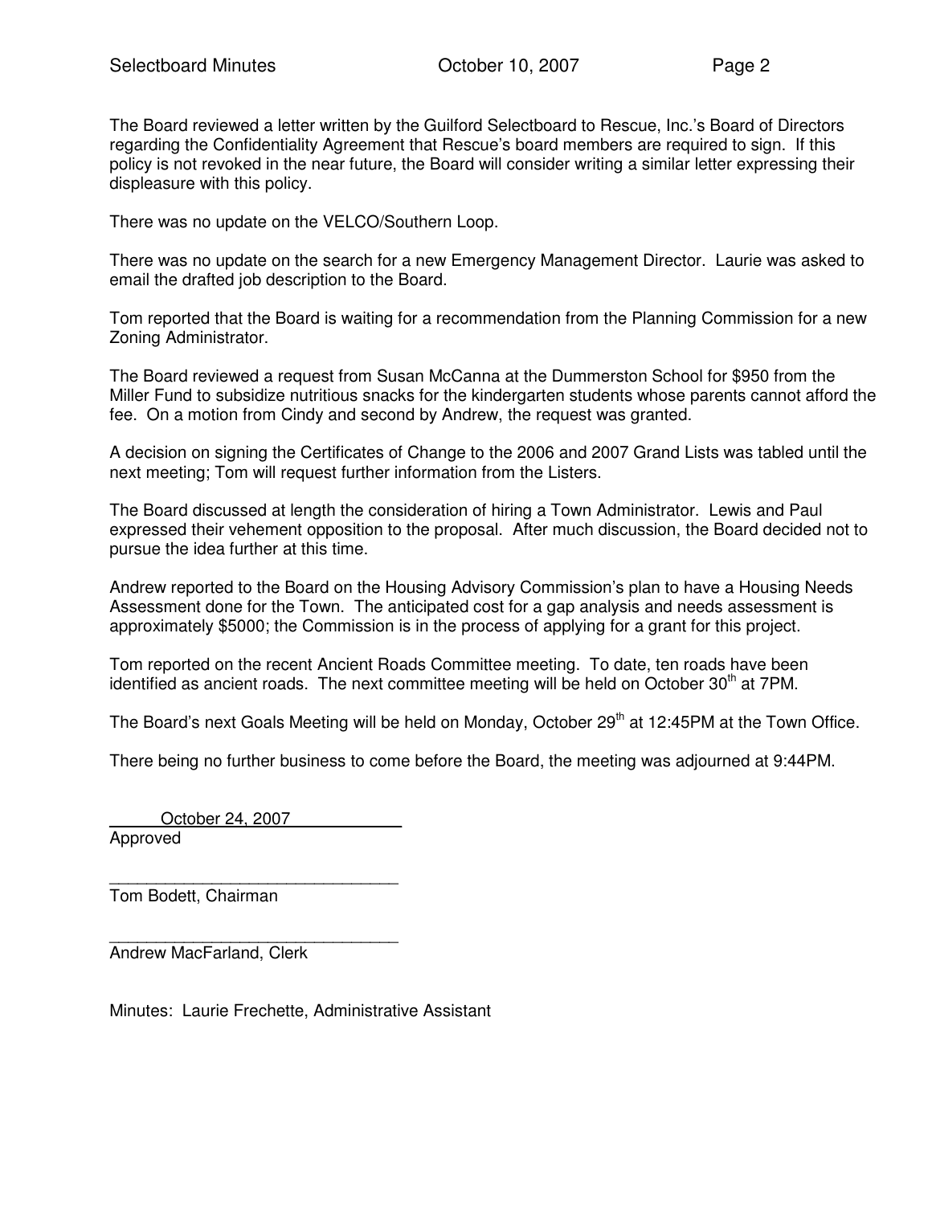The Board reviewed a letter written by the Guilford Selectboard to Rescue, Inc.'s Board of Directors regarding the Confidentiality Agreement that Rescue's board members are required to sign. If this policy is not revoked in the near future, the Board will consider writing a similar letter expressing their displeasure with this policy.

There was no update on the VELCO/Southern Loop.

There was no update on the search for a new Emergency Management Director. Laurie was asked to email the drafted job description to the Board.

Tom reported that the Board is waiting for a recommendation from the Planning Commission for a new Zoning Administrator.

The Board reviewed a request from Susan McCanna at the Dummerston School for $950 from the Miller Fund to subsidize nutritious snacks for the kindergarten students whose parents cannot afford the fee. On a motion from Cindy and second by Andrew, the request was granted.

A decision on signing the Certificates of Change to the 2006 and 2007 Grand Lists was tabled until the next meeting; Tom will request further information from the Listers.

The Board discussed at length the consideration of hiring a Town Administrator. Lewis and Paul expressed their vehement opposition to the proposal. After much discussion, the Board decided not to pursue the idea further at this time.

Andrew reported to the Board on the Housing Advisory Commission's plan to have a Housing Needs Assessment done for the Town. The anticipated cost for a gap analysis and needs assessment is approximately $5000; the Commission is in the process of applying for a grant for this project.

Tom reported on the recent Ancient Roads Committee meeting. To date, ten roads have been identified as ancient roads. The next committee meeting will be held on October 30th at 7PM.

The Board's next Goals Meeting will be held on Monday, October 29th at 12:45PM at the Town Office.

There being no further business to come before the Board, the meeting was adjourned at 9:44PM.

October 24, 2007
Approved

_______________________________
Tom Bodett, Chairman

_______________________________
Andrew MacFarland, Clerk

Minutes: Laurie Frechette, Administrative Assistant